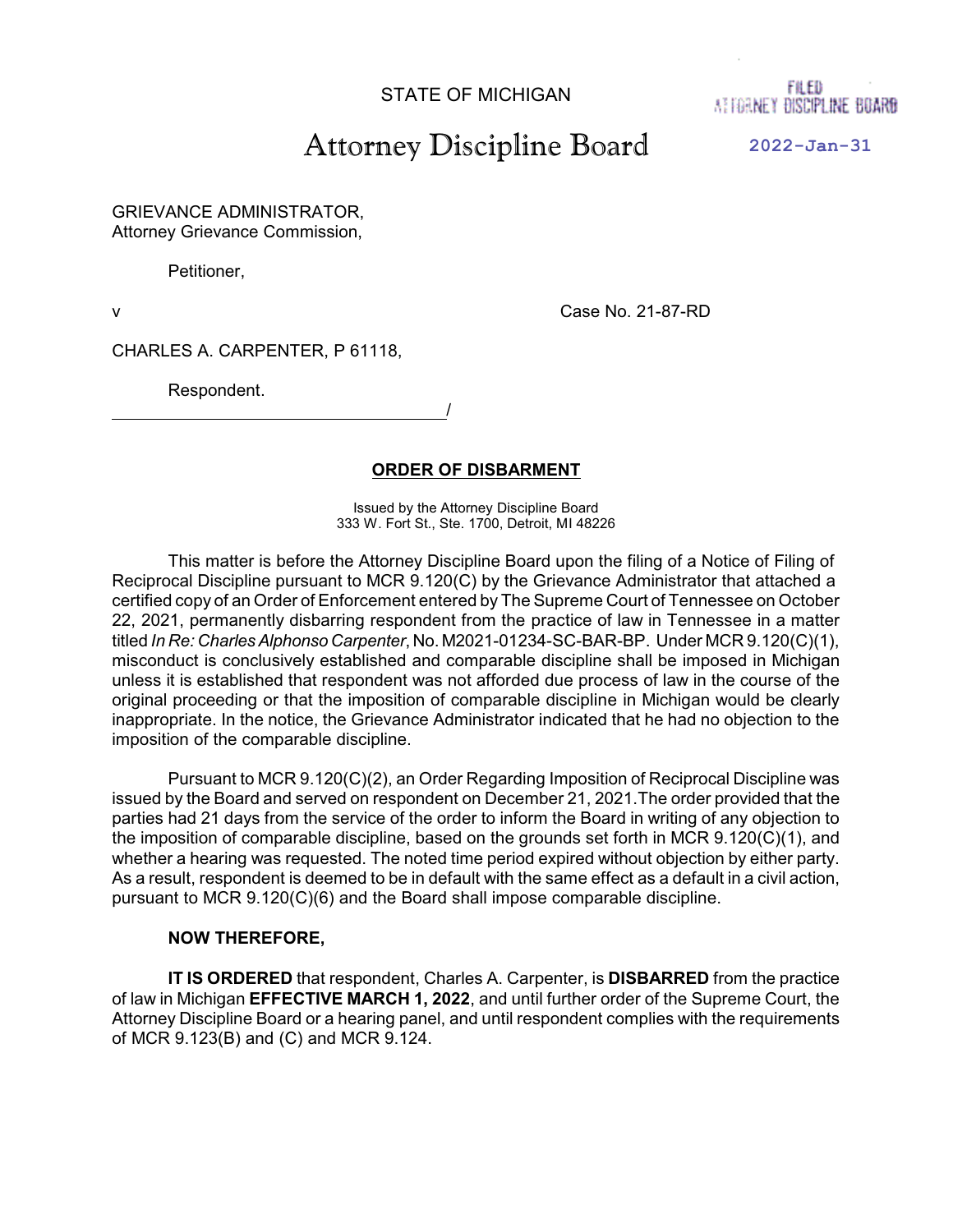STATE OF MICHIGAN

FILED ATTORNEY DISCIPLINE BOARD

# Attorney Discipline Board

**2022-Jan-31**

GRIEVANCE ADMINISTRATOR,
Attorney Grievance Commission,

Petitioner,

v Case No. 21-87-RD

CHARLES A. CARPENTER, P 61118,

Respondent.

_______________________________________/

## ORDER OF DISBARMENT

Issued by the Attorney Discipline Board
333 W. Fort St., Ste. 1700, Detroit, MI 48226

This matter is before the Attorney Discipline Board upon the filing of a Notice of Filing of Reciprocal Discipline pursuant to MCR 9.120(C) by the Grievance Administrator that attached a certified copy of an Order of Enforcement entered by The Supreme Court of Tennessee on October 22, 2021, permanently disbarring respondent from the practice of law in Tennessee in a matter titled *In Re: Charles Alphonso Carpenter*, No. M2021-01234-SC-BAR-BP. Under MCR 9.120(C)(1), misconduct is conclusively established and comparable discipline shall be imposed in Michigan unless it is established that respondent was not afforded due process of law in the course of the original proceeding or that the imposition of comparable discipline in Michigan would be clearly inappropriate. In the notice, the Grievance Administrator indicated that he had no objection to the imposition of the comparable discipline.

Pursuant to MCR 9.120(C)(2), an Order Regarding Imposition of Reciprocal Discipline was issued by the Board and served on respondent on December 21, 2021.The order provided that the parties had 21 days from the service of the order to inform the Board in writing of any objection to the imposition of comparable discipline, based on the grounds set forth in MCR 9.120(C)(1), and whether a hearing was requested. The noted time period expired without objection by either party. As a result, respondent is deemed to be in default with the same effect as a default in a civil action, pursuant to MCR 9.120(C)(6) and the Board shall impose comparable discipline.

**NOW THEREFORE,**

**IT IS ORDERED** that respondent, Charles A. Carpenter, is **DISBARRED** from the practice of law in Michigan **EFFECTIVE MARCH 1, 2022**, and until further order of the Supreme Court, the Attorney Discipline Board or a hearing panel, and until respondent complies with the requirements of MCR 9.123(B) and (C) and MCR 9.124.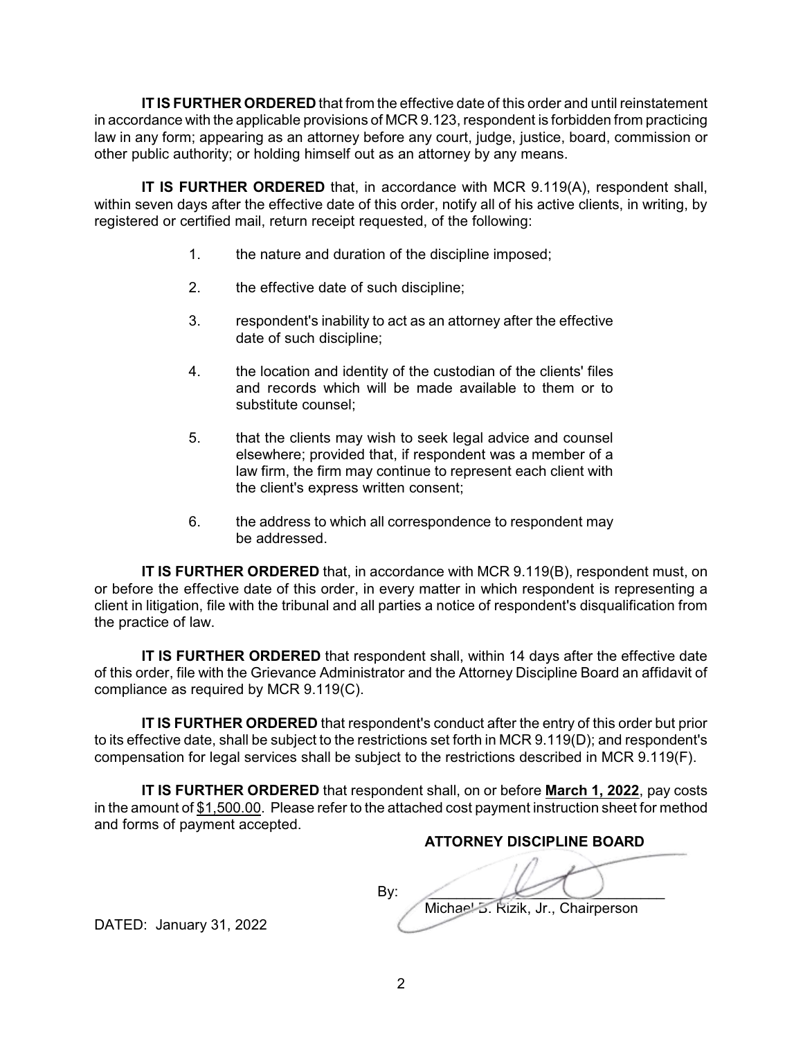**IT IS FURTHER ORDERED** that from the effective date of this order and until reinstatement in accordance with the applicable provisions of MCR 9.123, respondent is forbidden from practicing law in any form; appearing as an attorney before any court, judge, justice, board, commission or other public authority; or holding himself out as an attorney by any means.

**IT IS FURTHER ORDERED** that, in accordance with MCR 9.119(A), respondent shall, within seven days after the effective date of this order, notify all of his active clients, in writing, by registered or certified mail, return receipt requested, of the following:

1. the nature and duration of the discipline imposed;
2. the effective date of such discipline;
3. respondent's inability to act as an attorney after the effective date of such discipline;
4. the location and identity of the custodian of the clients' files and records which will be made available to them or to substitute counsel;
5. that the clients may wish to seek legal advice and counsel elsewhere; provided that, if respondent was a member of a law firm, the firm may continue to represent each client with the client's express written consent;
6. the address to which all correspondence to respondent may be addressed.

**IT IS FURTHER ORDERED** that, in accordance with MCR 9.119(B), respondent must, on or before the effective date of this order, in every matter in which respondent is representing a client in litigation, file with the tribunal and all parties a notice of respondent's disqualification from the practice of law.

**IT IS FURTHER ORDERED** that respondent shall, within 14 days after the effective date of this order, file with the Grievance Administrator and the Attorney Discipline Board an affidavit of compliance as required by MCR 9.119(C).

**IT IS FURTHER ORDERED** that respondent's conduct after the entry of this order but prior to its effective date, shall be subject to the restrictions set forth in MCR 9.119(D); and respondent's compensation for legal services shall be subject to the restrictions described in MCR 9.119(F).

**IT IS FURTHER ORDERED** that respondent shall, on or before **March 1, 2022**, pay costs in the amount of $1,500.00. Please refer to the attached cost payment instruction sheet for method and forms of payment accepted.

**ATTORNEY DISCIPLINE BOARD**

By: ______________________________
Michael B. Rizik, Jr., Chairperson

DATED: January 31, 2022